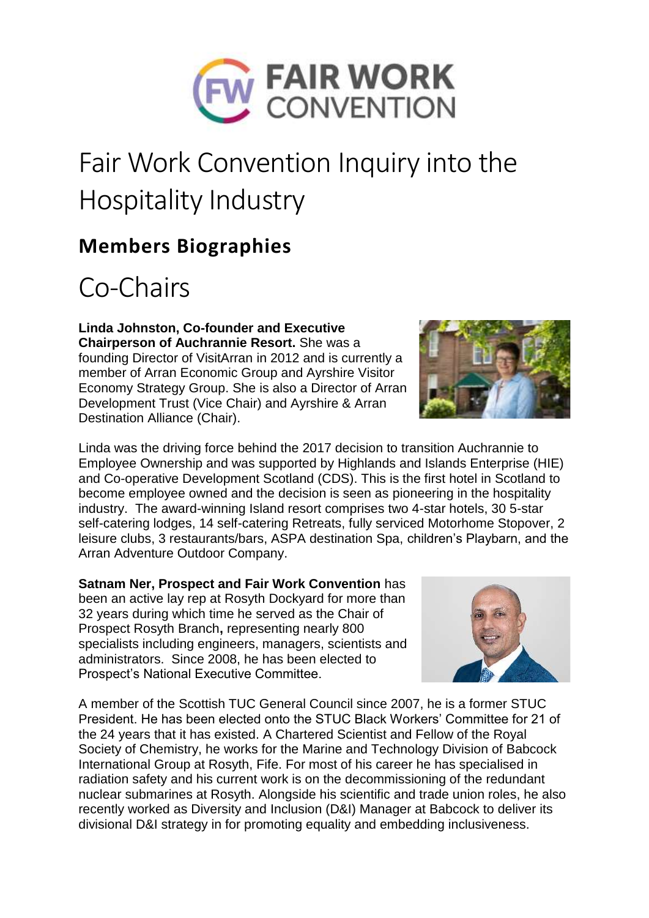FAIR WORK CONVENTION

# Fair Work Convention Inquiry into the Hospitality Industry

## Members Biographies

# Co-Chairs

**Linda Johnston, Co-founder and Executive Chairperson of Auchrannie Resort.** She was a founding Director of VisitArran in 2012 and is currently a member of Arran Economic Group and Ayrshire Visitor Economy Strategy Group. She is also a Director of Arran Development Trust (Vice Chair) and Ayrshire & Arran Destination Alliance (Chair).

Linda was the driving force behind the 2017 decision to transition Auchrannie to Employee Ownership and was supported by Highlands and Islands Enterprise (HIE) and Co-operative Development Scotland (CDS). This is the first hotel in Scotland to become employee owned and the decision is seen as pioneering in the hospitality industry. The award-winning Island resort comprises two 4-star hotels, 30 5-star self-catering lodges, 14 self-catering Retreats, fully serviced Motorhome Stopover, 2 leisure clubs, 3 restaurants/bars, ASPA destination Spa, children's Playbarn, and the Arran Adventure Outdoor Company.

**Satnam Ner, Prospect and Fair Work Convention** has been an active lay rep at Rosyth Dockyard for more than 32 years during which time he served as the Chair of Prospect Rosyth Branch**,** representing nearly 800 specialists including engineers, managers, scientists and administrators. Since 2008, he has been elected to Prospect's National Executive Committee.

A member of the Scottish TUC General Council since 2007, he is a former STUC President. He has been elected onto the STUC Black Workers' Committee for 21 of the 24 years that it has existed. A Chartered Scientist and Fellow of the Royal Society of Chemistry, he works for the Marine and Technology Division of Babcock International Group at Rosyth, Fife. For most of his career he has specialised in radiation safety and his current work is on the decommissioning of the redundant nuclear submarines at Rosyth. Alongside his scientific and trade union roles, he also recently worked as Diversity and Inclusion (D&I) Manager at Babcock to deliver its divisional D&I strategy in for promoting equality and embedding inclusiveness.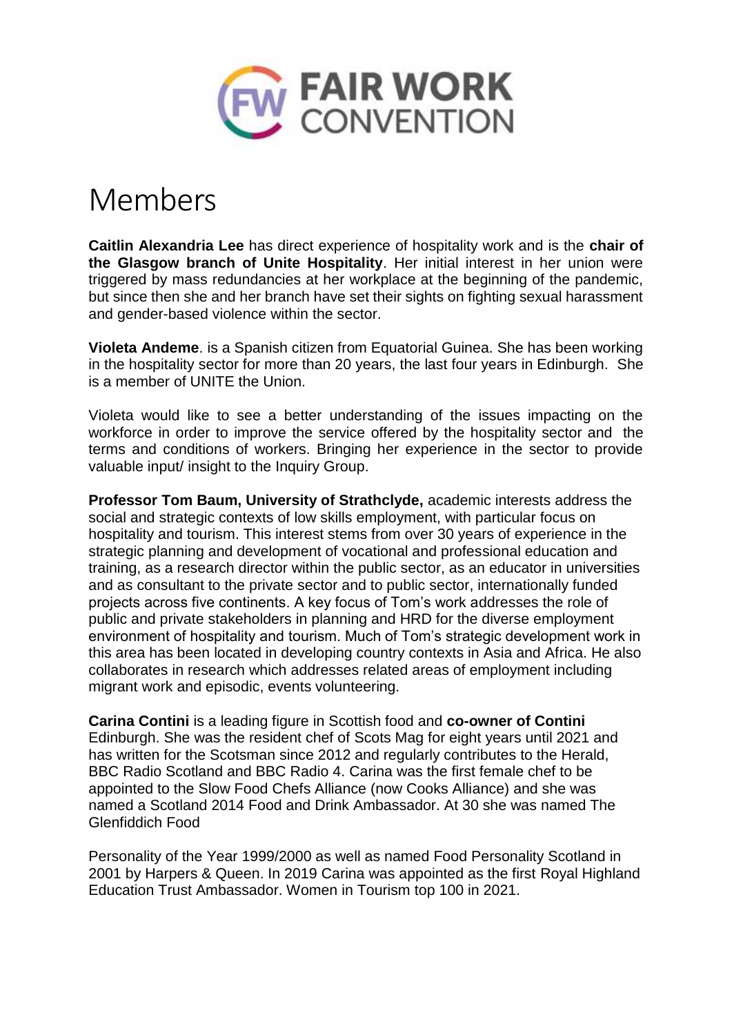# Members

**Caitlin Alexandria Lee** has direct experience of hospitality work and is the **chair of the Glasgow branch of Unite Hospitality**. Her initial interest in her union were triggered by mass redundancies at her workplace at the beginning of the pandemic, but since then she and her branch have set their sights on fighting sexual harassment and gender-based violence within the sector.

**Violeta Andeme**. is a Spanish citizen from Equatorial Guinea. She has been working in the hospitality sector for more than 20 years, the last four years in Edinburgh. She is a member of UNITE the Union.

Violeta would like to see a better understanding of the issues impacting on the workforce in order to improve the service offered by the hospitality sector and the terms and conditions of workers. Bringing her experience in the sector to provide valuable input/ insight to the Inquiry Group.

**Professor Tom Baum, University of Strathclyde,** academic interests address the social and strategic contexts of low skills employment, with particular focus on hospitality and tourism. This interest stems from over 30 years of experience in the strategic planning and development of vocational and professional education and training, as a research director within the public sector, as an educator in universities and as consultant to the private sector and to public sector, internationally funded projects across five continents. A key focus of Tom's work addresses the role of public and private stakeholders in planning and HRD for the diverse employment environment of hospitality and tourism. Much of Tom's strategic development work in this area has been located in developing country contexts in Asia and Africa. He also collaborates in research which addresses related areas of employment including migrant work and episodic, events volunteering.

**Carina Contini** is a leading figure in Scottish food and **co-owner of Contini** Edinburgh. She was the resident chef of Scots Mag for eight years until 2021 and has written for the Scotsman since 2012 and regularly contributes to the Herald, BBC Radio Scotland and BBC Radio 4. Carina was the first female chef to be appointed to the Slow Food Chefs Alliance (now Cooks Alliance) and she was named a Scotland 2014 Food and Drink Ambassador. At 30 she was named The Glenfiddich Food

Personality of the Year 1999/2000 as well as named Food Personality Scotland in 2001 by Harpers & Queen. In 2019 Carina was appointed as the first Royal Highland Education Trust Ambassador. Women in Tourism top 100 in 2021.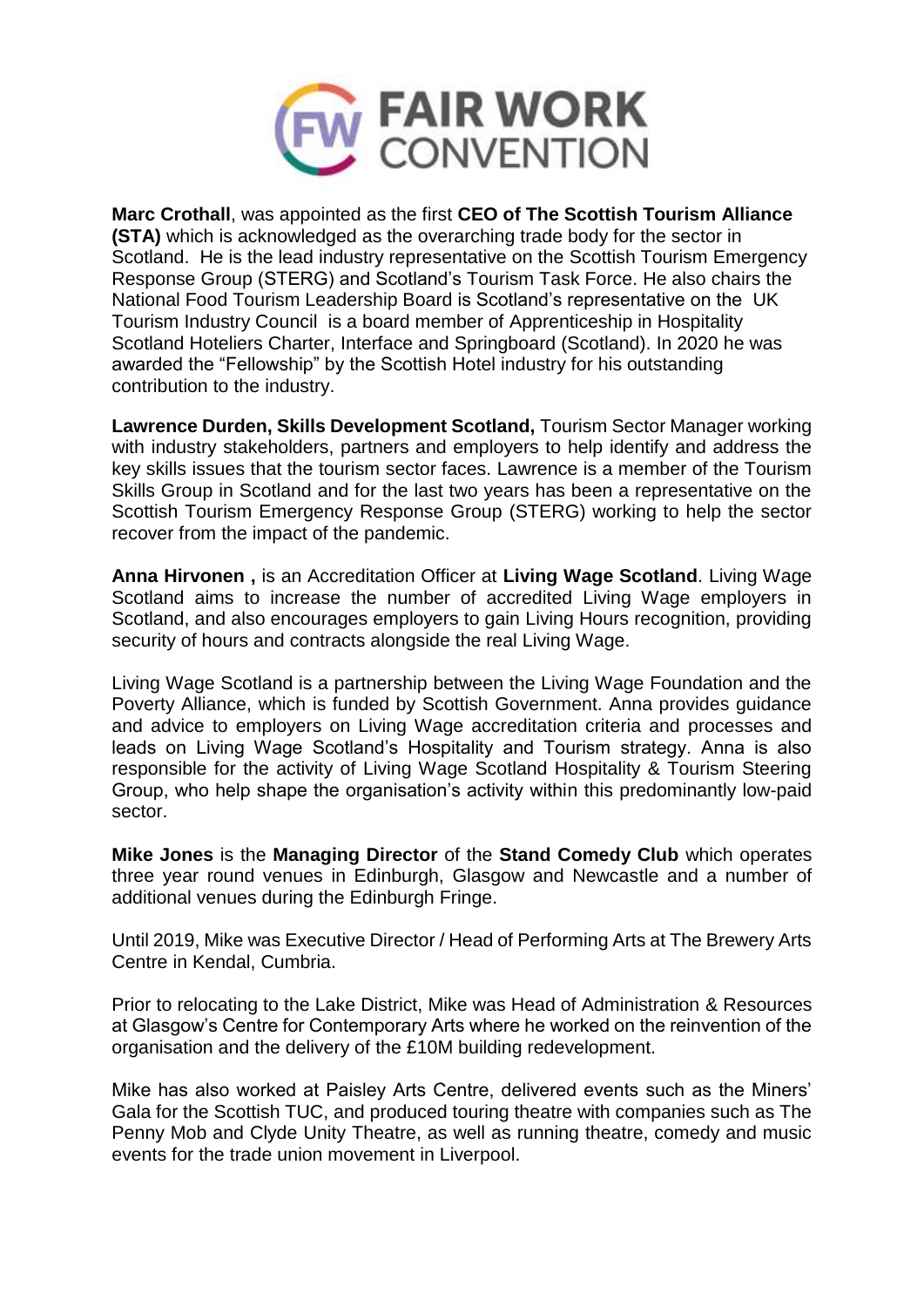**Marc Crothall**, was appointed as the first **CEO of The Scottish Tourism Alliance (STA)** which is acknowledged as the overarching trade body for the sector in Scotland. He is the lead industry representative on the Scottish Tourism Emergency Response Group (STERG) and Scotland's Tourism Task Force. He also chairs the National Food Tourism Leadership Board is Scotland's representative on the UK Tourism Industry Council is a board member of Apprenticeship in Hospitality Scotland Hoteliers Charter, Interface and Springboard (Scotland). In 2020 he was awarded the "Fellowship" by the Scottish Hotel industry for his outstanding contribution to the industry.

**Lawrence Durden, Skills Development Scotland,** Tourism Sector Manager working with industry stakeholders, partners and employers to help identify and address the key skills issues that the tourism sector faces. Lawrence is a member of the Tourism Skills Group in Scotland and for the last two years has been a representative on the Scottish Tourism Emergency Response Group (STERG) working to help the sector recover from the impact of the pandemic.

**Anna Hirvonen ,** is an Accreditation Officer at **Living Wage Scotland**. Living Wage Scotland aims to increase the number of accredited Living Wage employers in Scotland, and also encourages employers to gain Living Hours recognition, providing security of hours and contracts alongside the real Living Wage.

Living Wage Scotland is a partnership between the Living Wage Foundation and the Poverty Alliance, which is funded by Scottish Government. Anna provides guidance and advice to employers on Living Wage accreditation criteria and processes and leads on Living Wage Scotland's Hospitality and Tourism strategy. Anna is also responsible for the activity of Living Wage Scotland Hospitality & Tourism Steering Group, who help shape the organisation's activity within this predominantly low-paid sector.

**Mike Jones** is the **Managing Director** of the **Stand Comedy Club** which operates three year round venues in Edinburgh, Glasgow and Newcastle and a number of additional venues during the Edinburgh Fringe.

Until 2019, Mike was Executive Director / Head of Performing Arts at The Brewery Arts Centre in Kendal, Cumbria.

Prior to relocating to the Lake District, Mike was Head of Administration & Resources at Glasgow's Centre for Contemporary Arts where he worked on the reinvention of the organisation and the delivery of the £10M building redevelopment.

Mike has also worked at Paisley Arts Centre, delivered events such as the Miners' Gala for the Scottish TUC, and produced touring theatre with companies such as The Penny Mob and Clyde Unity Theatre, as well as running theatre, comedy and music events for the trade union movement in Liverpool.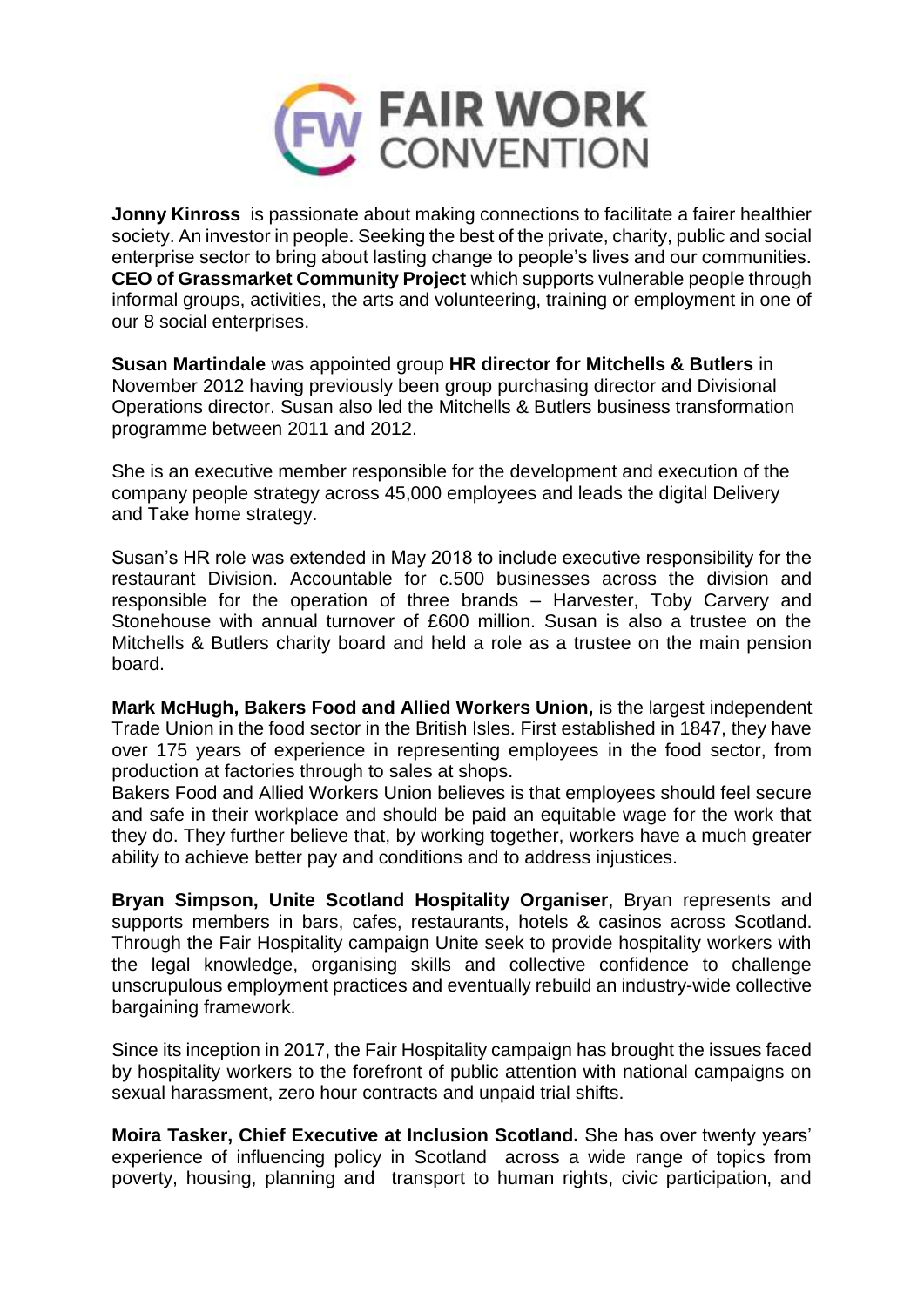**Jonny Kinross** is passionate about making connections to facilitate a fairer healthier society. An investor in people. Seeking the best of the private, charity, public and social enterprise sector to bring about lasting change to people's lives and our communities. **CEO of Grassmarket Community Project** which supports vulnerable people through informal groups, activities, the arts and volunteering, training or employment in one of our 8 social enterprises.

**Susan Martindale** was appointed group **HR director for Mitchells & Butlers** in November 2012 having previously been group purchasing director and Divisional Operations director. Susan also led the Mitchells & Butlers business transformation programme between 2011 and 2012.

She is an executive member responsible for the development and execution of the company people strategy across 45,000 employees and leads the digital Delivery and Take home strategy.

Susan's HR role was extended in May 2018 to include executive responsibility for the restaurant Division. Accountable for c.500 businesses across the division and responsible for the operation of three brands – Harvester, Toby Carvery and Stonehouse with annual turnover of £600 million. Susan is also a trustee on the Mitchells & Butlers charity board and held a role as a trustee on the main pension board.

**Mark McHugh, Bakers Food and Allied Workers Union,** is the largest independent Trade Union in the food sector in the British Isles. First established in 1847, they have over 175 years of experience in representing employees in the food sector, from production at factories through to sales at shops.
Bakers Food and Allied Workers Union believes is that employees should feel secure and safe in their workplace and should be paid an equitable wage for the work that they do. They further believe that, by working together, workers have a much greater ability to achieve better pay and conditions and to address injustices.

**Bryan Simpson, Unite Scotland Hospitality Organiser**, Bryan represents and supports members in bars, cafes, restaurants, hotels & casinos across Scotland. Through the Fair Hospitality campaign Unite seek to provide hospitality workers with the legal knowledge, organising skills and collective confidence to challenge unscrupulous employment practices and eventually rebuild an industry-wide collective bargaining framework.

Since its inception in 2017, the Fair Hospitality campaign has brought the issues faced by hospitality workers to the forefront of public attention with national campaigns on sexual harassment, zero hour contracts and unpaid trial shifts.

**Moira Tasker, Chief Executive at Inclusion Scotland.** She has over twenty years' experience of influencing policy in Scotland across a wide range of topics from poverty, housing, planning and transport to human rights, civic participation, and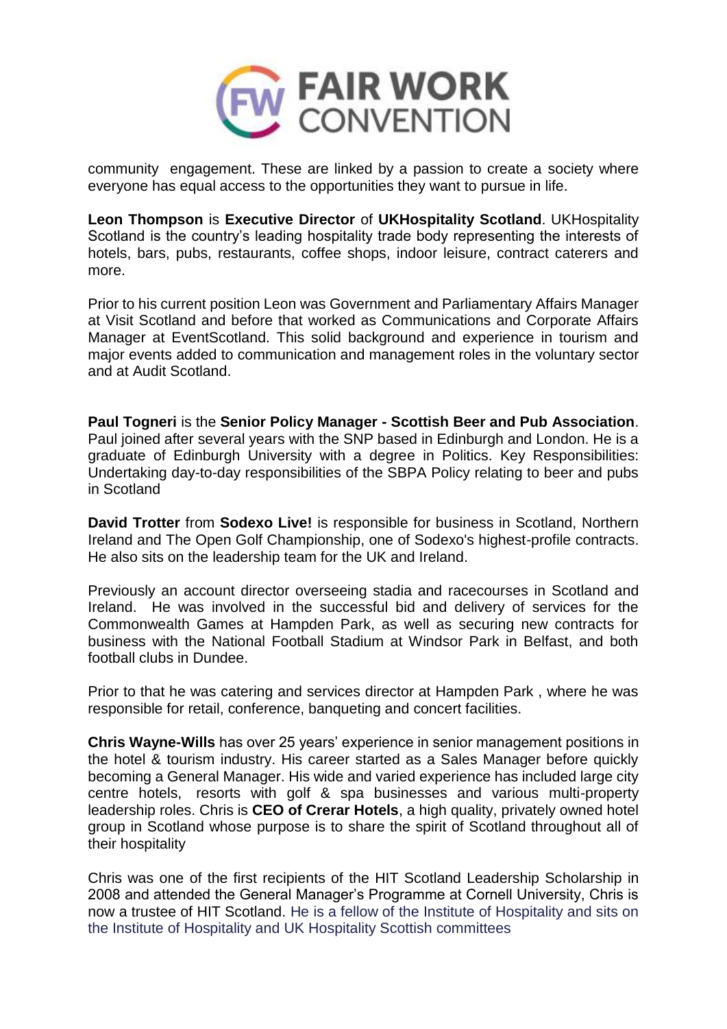community engagement. These are linked by a passion to create a society where everyone has equal access to the opportunities they want to pursue in life.

**Leon Thompson** is **Executive Director** of **UKHospitality Scotland**. UKHospitality Scotland is the country's leading hospitality trade body representing the interests of hotels, bars, pubs, restaurants, coffee shops, indoor leisure, contract caterers and more.

Prior to his current position Leon was Government and Parliamentary Affairs Manager at Visit Scotland and before that worked as Communications and Corporate Affairs Manager at EventScotland. This solid background and experience in tourism and major events added to communication and management roles in the voluntary sector and at Audit Scotland.

**Paul Togneri** is the **Senior Policy Manager - Scottish Beer and Pub Association**. Paul joined after several years with the SNP based in Edinburgh and London. He is a graduate of Edinburgh University with a degree in Politics. Key Responsibilities: Undertaking day-to-day responsibilities of the SBPA Policy relating to beer and pubs in Scotland

**David Trotter** from **Sodexo Live!** is responsible for business in Scotland, Northern Ireland and The Open Golf Championship, one of Sodexo's highest-profile contracts. He also sits on the leadership team for the UK and Ireland.

Previously an account director overseeing stadia and racecourses in Scotland and Ireland. He was involved in the successful bid and delivery of services for the Commonwealth Games at Hampden Park, as well as securing new contracts for business with the National Football Stadium at Windsor Park in Belfast, and both football clubs in Dundee.

Prior to that he was catering and services director at Hampden Park , where he was responsible for retail, conference, banqueting and concert facilities.

**Chris Wayne-Wills** has over 25 years' experience in senior management positions in the hotel & tourism industry. His career started as a Sales Manager before quickly becoming a General Manager. His wide and varied experience has included large city centre hotels, resorts with golf & spa businesses and various multi-property leadership roles. Chris is **CEO of Crerar Hotels**, a high quality, privately owned hotel group in Scotland whose purpose is to share the spirit of Scotland throughout all of their hospitality

Chris was one of the first recipients of the HIT Scotland Leadership Scholarship in 2008 and attended the General Manager's Programme at Cornell University, Chris is now a trustee of HIT Scotland. He is a fellow of the Institute of Hospitality and sits on the Institute of Hospitality and UK Hospitality Scottish committees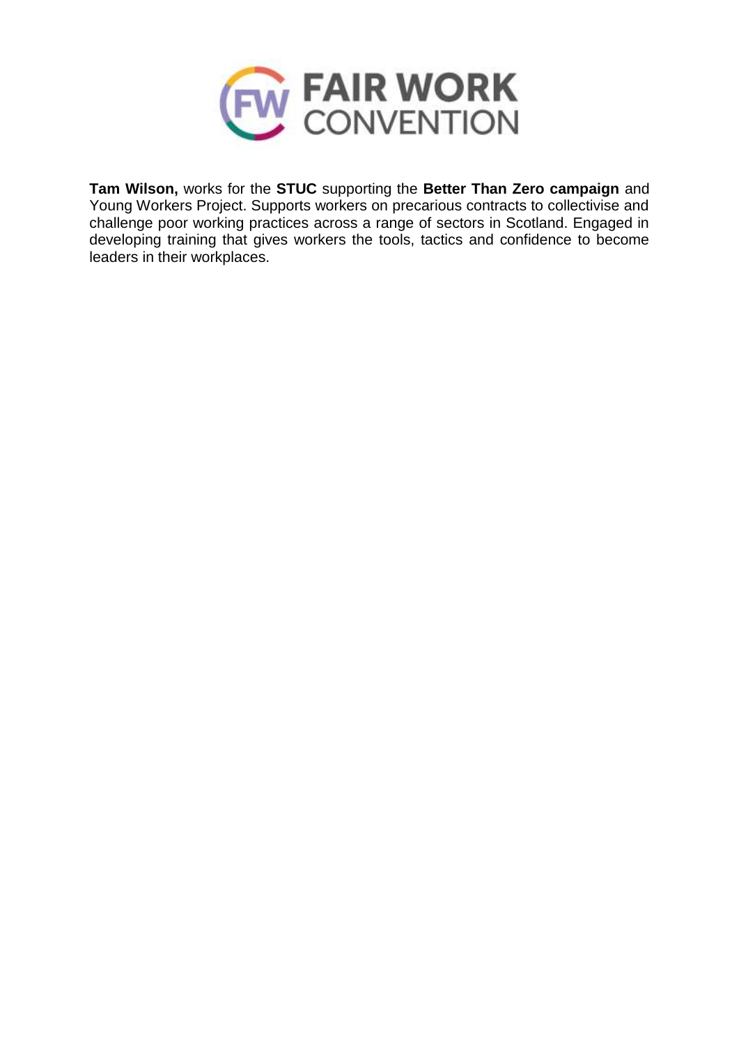**Tam Wilson,** works for the **STUC** supporting the **Better Than Zero campaign** and Young Workers Project. Supports workers on precarious contracts to collectivise and challenge poor working practices across a range of sectors in Scotland. Engaged in developing training that gives workers the tools, tactics and confidence to become leaders in their workplaces.